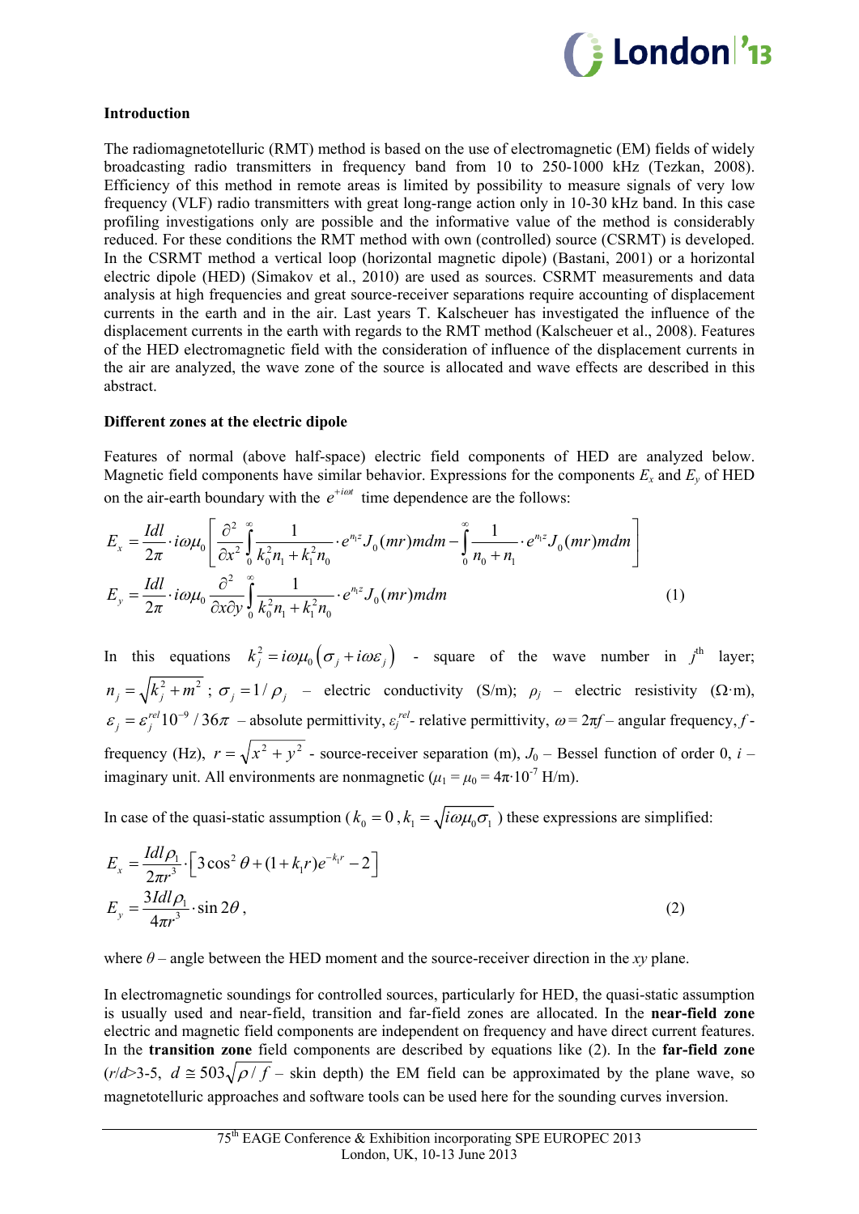### Introduction

The radiomagnetotelluric (RMT) method is based on the use of electromagnetic (EM) fields of widely broadcasting radio transmitters in frequency band from 10 to 250-1000 kHz (Tezkan, 2008). Efficiency of this method in remote areas is limited by possibility to measure signals of very low frequency (VLF) radio transmitters with great long-range action only in 10-30 kHz band. In this case profiling investigations only are possible and the informative value of the method is considerably reduced. For these conditions the RMT method with own (controlled) source (CSRMT) is developed. In the CSRMT method a vertical loop (horizontal magnetic dipole) (Bastani, 2001) or a horizontal electric dipole (HED) (Simakov et al., 2010) are used as sources. CSRMT measurements and data analysis at high frequencies and great source-receiver separations require accounting of displacement currents in the earth and in the air. Last years T. Kalscheuer has investigated the influence of the displacement currents in the earth with regards to the RMT method (Kalscheuer et al., 2008). Features of the HED electromagnetic field with the consideration of influence of the displacement currents in the air are analyzed, the wave zone of the source is allocated and wave effects are described in this abstract.

### Different zones at the electric dipole

Features of normal (above half-space) electric field components of HED are analyzed below. Magnetic field components have similar behavior. Expressions for the components $E_x$ and $E_y$ of HED on the air-earth boundary with the $e^{+i\omega t}$ time dependence are the follows:

$$E_x = \frac{Idl}{2\pi} \cdot i\omega\mu_0 \left[ \frac{\partial^2}{\partial x^2} \int_0^\infty \frac{1}{k_0^2 n_1 + k_1^2 n_0} \cdot e^{n_1 z} J_0(mr) m dm - \int_0^\infty \frac{1}{n_0 + n_1} \cdot e^{n_1 z} J_0(mr) m dm \right]$$

$$E_y = \frac{Idl}{2\pi} \cdot i\omega\mu_0 \frac{\partial^2}{\partial x \partial y} \int_0^\infty \frac{1}{k_0^2 n_1 + k_1^2 n_0} \cdot e^{n_1 z} J_0(mr) m dm \tag{1}$$

In this equations $k_j^2 = i\omega\mu_0 \left(\sigma_j + i\omega\varepsilon_j\right)$ - square of the wave number in $j^{\text{th}}$ layer; $n_j = \sqrt{k_j^2 + m^2}$ ; $\sigma_j = 1/\rho_j$ – electric conductivity (S/m); $\rho_j$ – electric resistivity ($\Omega$·m), $\varepsilon_j = \varepsilon_j^{rel} 10^{-9} / 36\pi$ – absolute permittivity, $\varepsilon_j^{rel}$- relative permittivity, $\omega = 2\pi f$ – angular frequency, $f$ - frequency (Hz), $r = \sqrt{x^2 + y^2}$ - source-receiver separation (m), $J_0$ – Bessel function of order 0, $i$ – imaginary unit. All environments are nonmagnetic ($\mu_1 = \mu_0 = 4\pi \cdot 10^{-7}$ H/m).

In case of the quasi-static assumption ($k_0 = 0$, $k_1 = \sqrt{i\omega\mu_0\sigma_1}$ ) these expressions are simplified:

$$E_x = \frac{Idl\rho_1}{2\pi r^3} \cdot \left[ 3\cos^2\theta + (1 + k_1 r) e^{-k_1 r} - 2 \right]$$

$$E_y = \frac{3Idl\rho_1}{4\pi r^3} \cdot \sin 2\theta \, , \tag{2}$$

where $\theta$ – angle between the HED moment and the source-receiver direction in the $xy$ plane.

In electromagnetic soundings for controlled sources, particularly for HED, the quasi-static assumption is usually used and near-field, transition and far-field zones are allocated. In the **near-field zone** electric and magnetic field components are independent on frequency and have direct current features. In the **transition zone** field components are described by equations like (2). In the **far-field zone** ($r/d$>3-5, $d \cong 503\sqrt{\rho / f}$ – skin depth) the EM field can be approximated by the plane wave, so magnetotelluric approaches and software tools can be used here for the sounding curves inversion.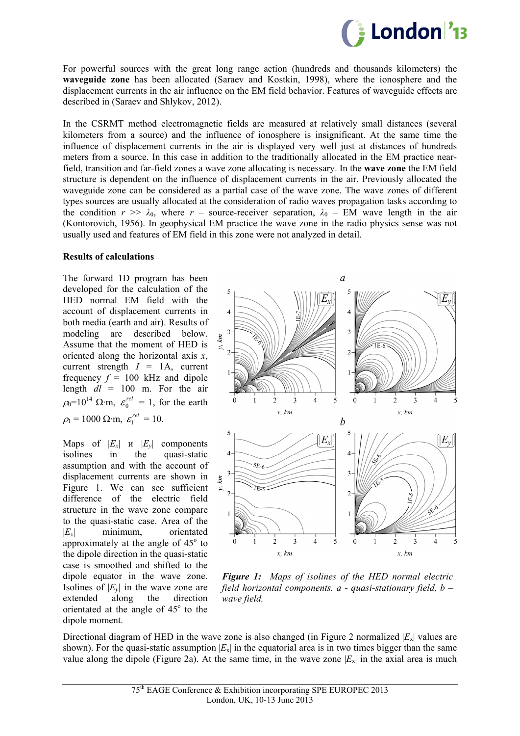For powerful sources with the great long range action (hundreds and thousands kilometers) the **waveguide zone** has been allocated (Saraev and Kostkin, 1998), where the ionosphere and the displacement currents in the air influence on the EM field behavior. Features of waveguide effects are described in (Saraev and Shlykov, 2012).

In the CSRMT method electromagnetic fields are measured at relatively small distances (several kilometers from a source) and the influence of ionosphere is insignificant. At the same time the influence of displacement currents in the air is displayed very well just at distances of hundreds meters from a source. In this case in addition to the traditionally allocated in the EM practice near-field, transition and far-field zones a wave zone allocating is necessary. In the **wave zone** the EM field structure is dependent on the influence of displacement currents in the air. Previously allocated the waveguide zone can be considered as a partial case of the wave zone. The wave zones of different types sources are usually allocated at the consideration of radio waves propagation tasks according to the condition $r >> \lambda_0$, where $r$ – source-receiver separation, $\lambda_0$ – EM wave length in the air (Kontorovich, 1956). In geophysical EM practice the wave zone in the radio physics sense was not usually used and features of EM field in this zone were not analyzed in detail.

**Results of calculations**

The forward 1D program has been developed for the calculation of the HED normal EM field with the account of displacement currents in both media (earth and air). Results of modeling are described below. Assume that the moment of HED is oriented along the horizontal axis $x$, current strength $I$ = 1A, current frequency $f$ = 100 kHz and dipole length $dl$ = 100 m. For the air $\rho_0$=10$^{14}$ $\Omega$·m, $\varepsilon_0^{rel}$ = 1, for the earth $\rho_1$ = 1000 $\Omega$·m, $\varepsilon_1^{rel}$ = 10.

Maps of $|E_x|$ и $|E_y|$ components isolines in the quasi-static assumption and with the account of displacement currents are shown in Figure 1. We can see sufficient difference of the electric field structure in the wave zone compare to the quasi-static case. Area of the $|E_x|$ minimum, orientated approximately at the angle of 45° to the dipole direction in the quasi-static case is smoothed and shifted to the dipole equator in the wave zone. Isolines of $|E_y|$ in the wave zone are extended along the direction orientated at the angle of 45° to the dipole moment.

***Figure 1:*** *Maps of isolines of the HED normal electric field horizontal components. a - quasi-stationary field, b – wave field.*

Directional diagram of HED in the wave zone is also changed (in Figure 2 normalized $|E_x|$ values are shown). For the quasi-static assumption $|E_x|$ in the equatorial area is in two times bigger than the same value along the dipole (Figure 2a). At the same time, in the wave zone $|E_x|$ in the axial area is much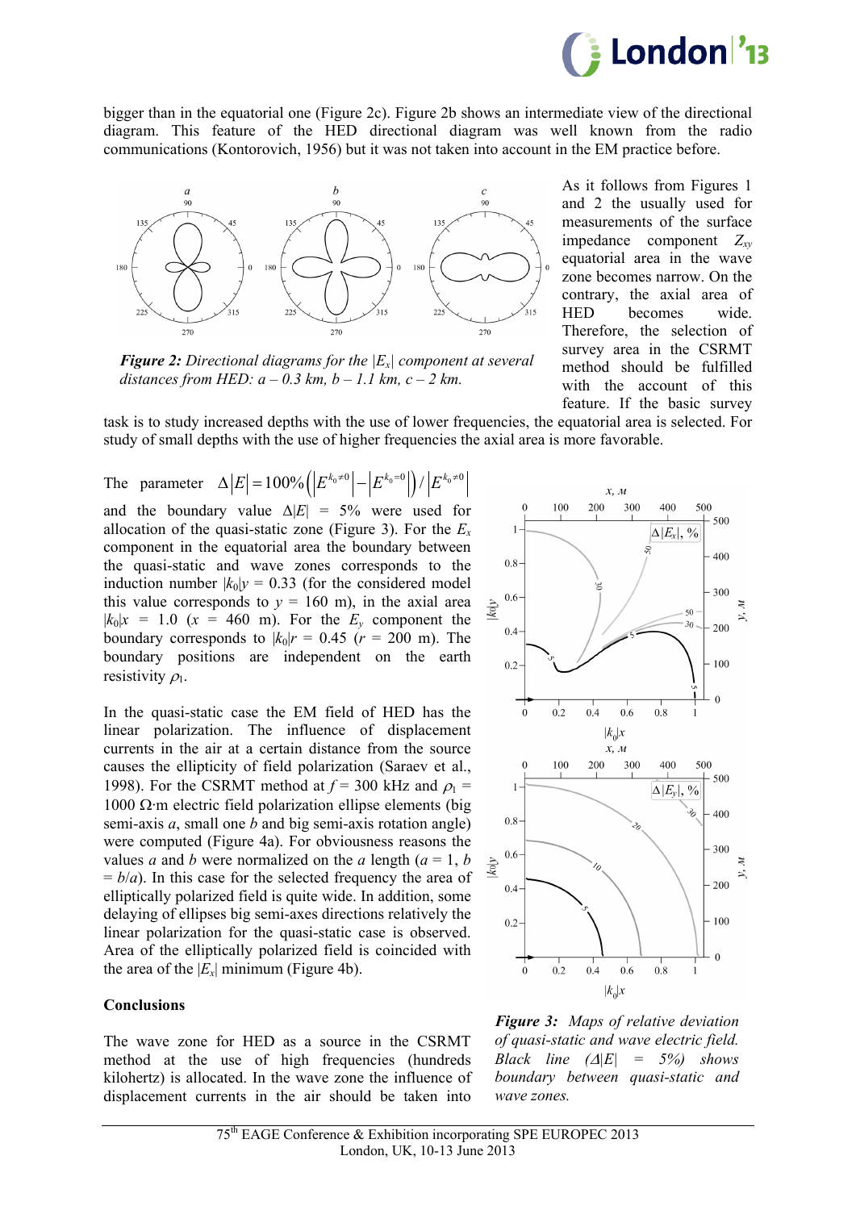bigger than in the equatorial one (Figure 2c). Figure 2b shows an intermediate view of the directional diagram. This feature of the HED directional diagram was well known from the radio communications (Kontorovich, 1956) but it was not taken into account in the EM practice before.

***Figure 2:*** *Directional diagrams for the $|E_x|$ component at several distances from HED: a – 0.3 km, b – 1.1 km, c – 2 km.*

As it follows from Figures 1 and 2 the usually used for measurements of the surface impedance component $Z_{xy}$ equatorial area in the wave zone becomes narrow. On the contrary, the axial area of HED becomes wide. Therefore, the selection of survey area in the CSRMT method should be fulfilled with the account of this feature. If the basic survey task is to study increased depths with the use of lower frequencies, the equatorial area is selected. For study of small depths with the use of higher frequencies the axial area is more favorable.

The parameter $\Delta|E| = 100\%\left(\left|E^{k_0 \neq 0}\right| - \left|E^{k_0 = 0}\right|\right) / \left|E^{k_0 \neq 0}\right|$ and the boundary value $\Delta|E|$ = 5% were used for allocation of the quasi-static zone (Figure 3). For the $E_x$ component in the equatorial area the boundary between the quasi-static and wave zones corresponds to the induction number $|k_0|y$ = 0.33 (for the considered model this value corresponds to $y$ = 160 m), in the axial area $|k_0|x$ = 1.0 ($x$ = 460 m). For the $E_y$ component the boundary corresponds to $|k_0|r$ = 0.45 ($r$ = 200 m). The boundary positions are independent on the earth resistivity $\rho_1$.

In the quasi-static case the EM field of HED has the linear polarization. The influence of displacement currents in the air at a certain distance from the source causes the ellipticity of field polarization (Saraev et al., 1998). For the CSRMT method at $f$ = 300 kHz and $\rho_1$ = 1000 Ω·m electric field polarization ellipse elements (big semi-axis $a$, small one $b$ and big semi-axis rotation angle) were computed (Figure 4a). For obviousness reasons the values $a$ and $b$ were normalized on the $a$ length ($a$ = 1, $b$ = $b/a$). In this case for the selected frequency the area of elliptically polarized field is quite wide. In addition, some delaying of ellipses big semi-axes directions relatively the linear polarization for the quasi-static case is observed. Area of the elliptically polarized field is coincided with the area of the $|E_x|$ minimum (Figure 4b).

***Figure 3:*** *Maps of relative deviation of quasi-static and wave electric field. Black line ($\Delta|E|$ = 5%) shows boundary between quasi-static and wave zones.*

## Conclusions

The wave zone for HED as a source in the CSRMT method at the use of high frequencies (hundreds kilohertz) is allocated. In the wave zone the influence of displacement currents in the air should be taken into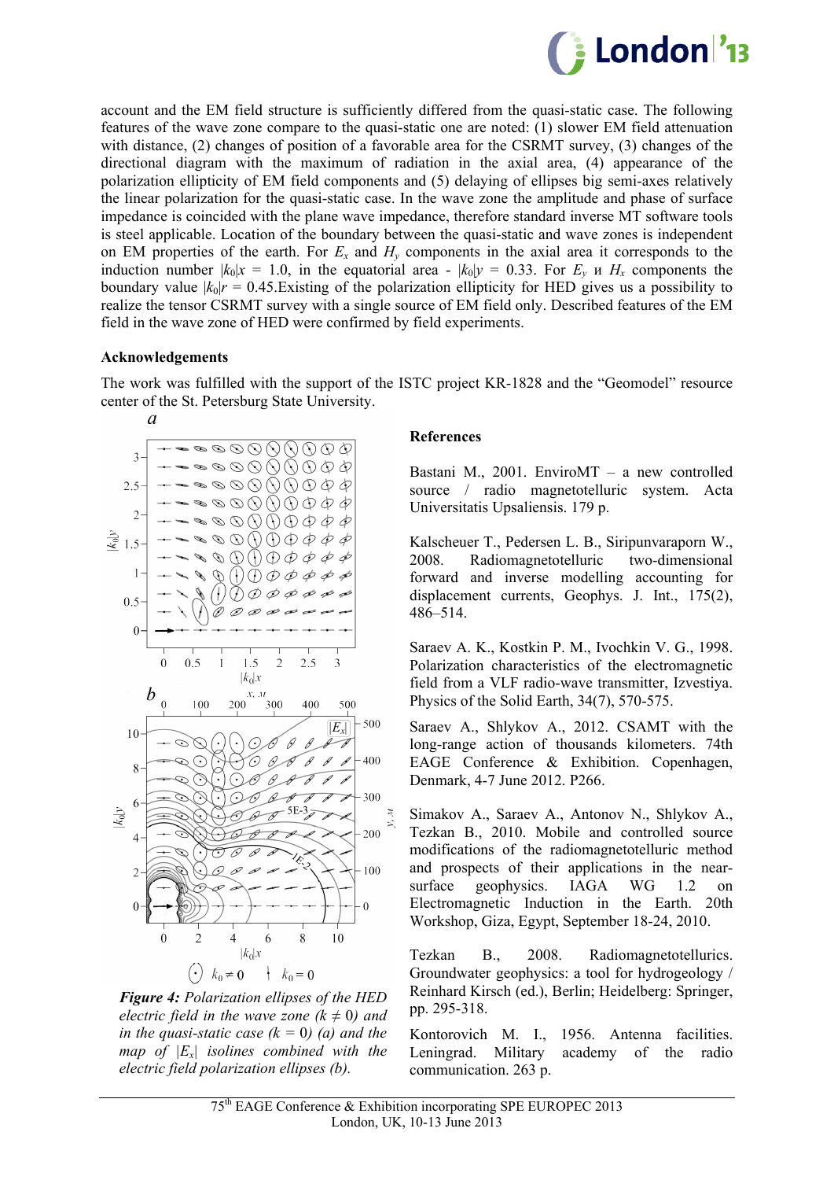account and the EM field structure is sufficiently differed from the quasi-static case. The following features of the wave zone compare to the quasi-static one are noted: (1) slower EM field attenuation with distance, (2) changes of position of a favorable area for the CSRMT survey, (3) changes of the directional diagram with the maximum of radiation in the axial area, (4) appearance of the polarization ellipticity of EM field components and (5) delaying of ellipses big semi-axes relatively the linear polarization for the quasi-static case. In the wave zone the amplitude and phase of surface impedance is coincided with the plane wave impedance, therefore standard inverse MT software tools is steel applicable. Location of the boundary between the quasi-static and wave zones is independent on EM properties of the earth. For $E_x$ and $H_y$ components in the axial area it corresponds to the induction number $|k_0|x = 1.0$, in the equatorial area - $|k_0|y = 0.33$. For $E_y$ и $H_x$ components the boundary value $|k_0|r = 0.45$.Existing of the polarization ellipticity for HED gives us a possibility to realize the tensor CSRMT survey with a single source of EM field only. Described features of the EM field in the wave zone of HED were confirmed by field experiments.

## Acknowledgements

The work was fulfilled with the support of the ISTC project KR-1828 and the "Geomodel" resource center of the St. Petersburg State University.

a

3
2.5
2
1.5
1
0.5
0
$|k_0|y$
0 0.5 1 1.5 2 2.5 3
$|k_0|x$

b

x, м
0 100 200 300 400 500
$|E_x|$
5E-3
1E-2
10
8
6
4
2
0
$|k_0|y$
500
400
300
200
100
0
y, м
0 2 4 6 8 10
$|k_0|x$
$k_0 \neq 0$ $k_0 = 0$

*Figure 4: Polarization ellipses of the HED electric field in the wave zone ($k \neq 0$) and in the quasi-static case ($k = 0$) (a) and the map of $|E_x|$ isolines combined with the electric field polarization ellipses (b).*

## References

Bastani M., 2001. EnviroMT – a new controlled source / radio magnetotelluric system. Acta Universitatis Upsaliensis. 179 p.

Kalscheuer T., Pedersen L. B., Siripunvaraporn W., 2008. Radiomagnetotelluric two-dimensional forward and inverse modelling accounting for displacement currents, Geophys. J. Int., 175(2), 486–514.

Saraev A. K., Kostkin P. M., Ivochkin V. G., 1998. Polarization characteristics of the electromagnetic field from a VLF radio-wave transmitter, Izvestiya. Physics of the Solid Earth, 34(7), 570-575.

Saraev A., Shlykov A., 2012. CSAMT with the long-range action of thousands kilometers. 74th EAGE Conference & Exhibition. Copenhagen, Denmark, 4-7 June 2012. P266.

Simakov A., Saraev A., Antonov N., Shlykov A., Tezkan B., 2010. Mobile and controlled source modifications of the radiomagnetotelluric method and prospects of their applications in the near-surface geophysics. IAGA WG 1.2 on Electromagnetic Induction in the Earth. 20th Workshop, Giza, Egypt, September 18-24, 2010.

Tezkan B., 2008. Radiomagnetotellurics. Groundwater geophysics: a tool for hydrogeology / Reinhard Kirsch (ed.), Berlin; Heidelberg: Springer, pp. 295-318.

Kontorovich M. I., 1956. Antenna facilities. Leningrad. Military academy of the radio communication. 263 p.